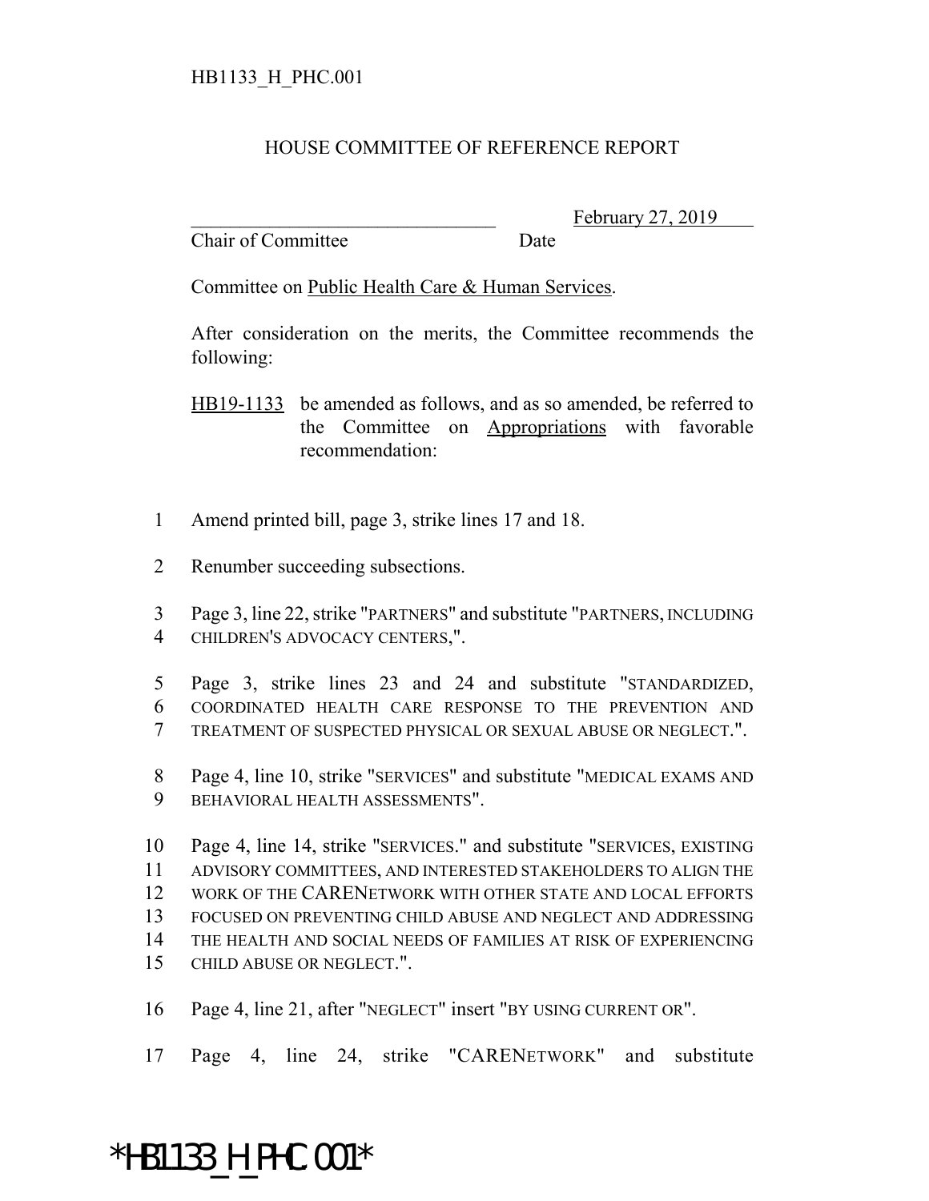HB1133_H_PHC.001

HOUSE COMMITTEE OF REFERENCE REPORT

_______________________________ February 27, 2019
Chair of Committee Date

Committee on Public Health Care & Human Services.

After consideration on the merits, the Committee recommends the following:

HB19-1133 be amended as follows, and as so amended, be referred to the Committee on Appropriations with favorable recommendation:

1 Amend printed bill, page 3, strike lines 17 and 18.

2 Renumber succeeding subsections.

3 Page 3, line 22, strike "PARTNERS" and substitute "PARTNERS, INCLUDING
4 CHILDREN'S ADVOCACY CENTERS,".

5 Page 3, strike lines 23 and 24 and substitute "STANDARDIZED,
6 COORDINATED HEALTH CARE RESPONSE TO THE PREVENTION AND
7 TREATMENT OF SUSPECTED PHYSICAL OR SEXUAL ABUSE OR NEGLECT.".

8 Page 4, line 10, strike "SERVICES" and substitute "MEDICAL EXAMS AND
9 BEHAVIORAL HEALTH ASSESSMENTS".

10 Page 4, line 14, strike "SERVICES." and substitute "SERVICES, EXISTING
11 ADVISORY COMMITTEES, AND INTERESTED STAKEHOLDERS TO ALIGN THE
12 WORK OF THE CARENETWORK WITH OTHER STATE AND LOCAL EFFORTS
13 FOCUSED ON PREVENTING CHILD ABUSE AND NEGLECT AND ADDRESSING
14 THE HEALTH AND SOCIAL NEEDS OF FAMILIES AT RISK OF EXPERIENCING
15 CHILD ABUSE OR NEGLECT.".

16 Page 4, line 21, after "NEGLECT" insert "BY USING CURRENT OR".

17 Page 4, line 24, strike "CARENETWORK" and substitute

*HB1133_H_PHC.001*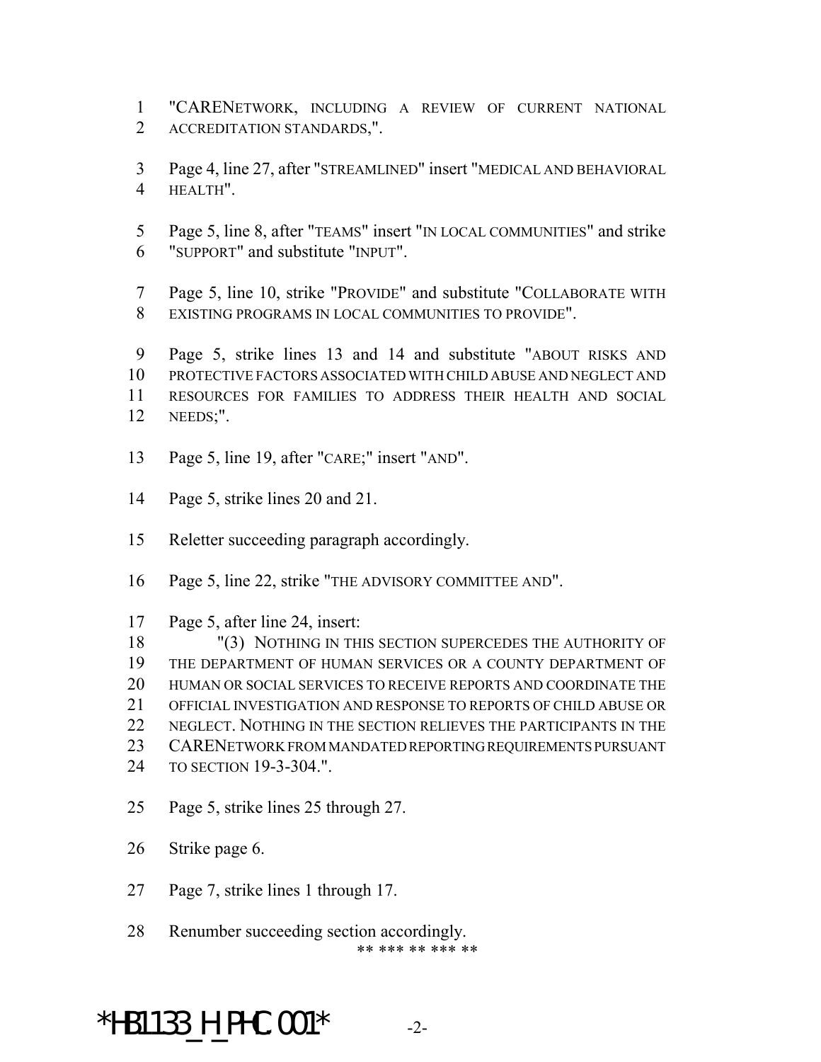"CARENETWORK, INCLUDING A REVIEW OF CURRENT NATIONAL ACCREDITATION STANDARDS,".

Page 4, line 27, after "STREAMLINED" insert "MEDICAL AND BEHAVIORAL HEALTH".

Page 5, line 8, after "TEAMS" insert "IN LOCAL COMMUNITIES" and strike "SUPPORT" and substitute "INPUT".

Page 5, line 10, strike "PROVIDE" and substitute "COLLABORATE WITH EXISTING PROGRAMS IN LOCAL COMMUNITIES TO PROVIDE".

Page 5, strike lines 13 and 14 and substitute "ABOUT RISKS AND PROTECTIVE FACTORS ASSOCIATED WITH CHILD ABUSE AND NEGLECT AND RESOURCES FOR FAMILIES TO ADDRESS THEIR HEALTH AND SOCIAL NEEDS;".

Page 5, line 19, after "CARE;" insert "AND".

Page 5, strike lines 20 and 21.

Reletter succeeding paragraph accordingly.

Page 5, line 22, strike "THE ADVISORY COMMITTEE AND".

Page 5, after line 24, insert:

"(3) NOTHING IN THIS SECTION SUPERCEDES THE AUTHORITY OF THE DEPARTMENT OF HUMAN SERVICES OR A COUNTY DEPARTMENT OF HUMAN OR SOCIAL SERVICES TO RECEIVE REPORTS AND COORDINATE THE OFFICIAL INVESTIGATION AND RESPONSE TO REPORTS OF CHILD ABUSE OR NEGLECT. NOTHING IN THE SECTION RELIEVES THE PARTICIPANTS IN THE CARENETWORK FROM MANDATED REPORTING REQUIREMENTS PURSUANT TO SECTION 19-3-304.".

Page 5, strike lines 25 through 27.

Strike page 6.

Page 7, strike lines 1 through 17.

Renumber succeeding section accordingly.

** *** ** *** **

*HB1133_H_PHC.001*